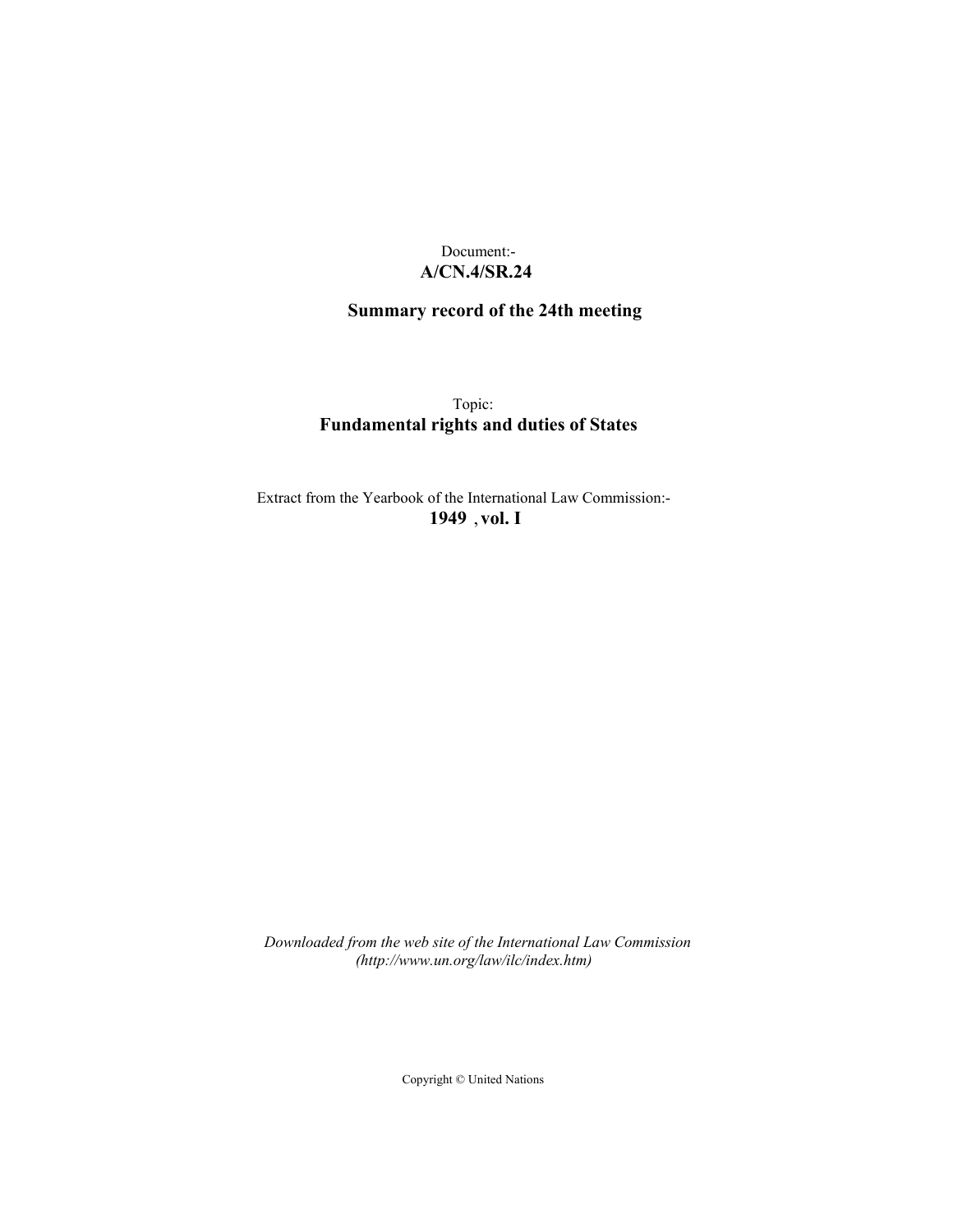Document:-
**A/CN.4/SR.24**

**Summary record of the 24th meeting**

Topic:
**Fundamental rights and duties of States**

Extract from the Yearbook of the International Law Commission:-
**1949 , vol. I**

*Downloaded from the web site of the International Law Commission (http://www.un.org/law/ilc/index.htm)*

Copyright © United Nations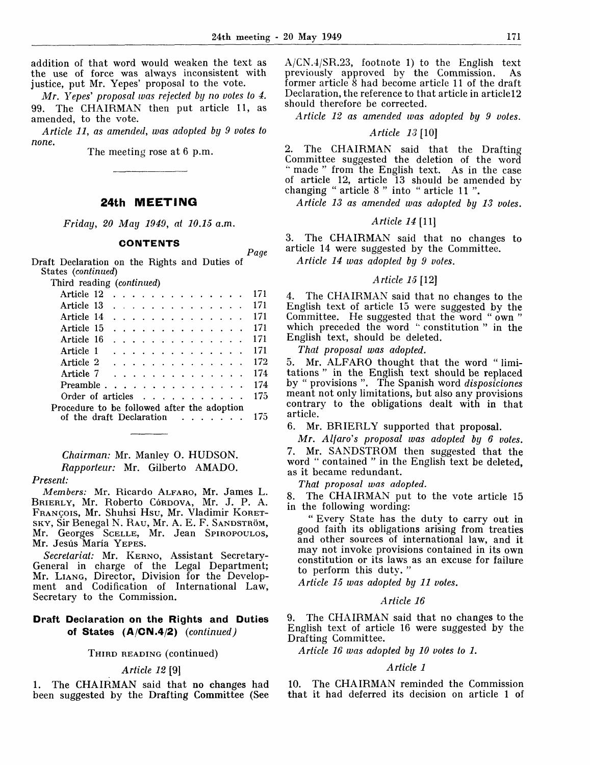addition of that word would weaken the text as the use of force was always inconsistent with justice, put Mr. Yepes' proposal to the vote.

*Mr. Yepes' proposal was rejected by no votes to 4.*

99. The CHAIRMAN then put article 11, as amended, to the vote.

*Article 11, as amended, was adopted by 9 votes to none.*

The meeting rose at 6 p.m.

---

## 24th MEETING

*Friday, 20 May 1949, at 10.15 a.m.*

### CONTENTS

| | *Page* |
|---|---|
| Draft Declaration on the Rights and Duties of States (*continued*) | |
| Third reading (*continued*) | |
| Article 12 | 171 |
| Article 13 | 171 |
| Article 14 | 171 |
| Article 15 | 171 |
| Article 16 | 171 |
| Article 1 | 171 |
| Article 2 | 172 |
| Article 7 | 174 |
| Preamble | 174 |
| Order of articles | 175 |
| Procedure to be followed after the adoption of the draft Declaration | 175 |

---

*Chairman:* Mr. Manley O. HUDSON.

*Rapporteur:* Mr. Gilberto AMADO.

*Present:*

*Members:* Mr. Ricardo ALFARO, Mr. James L. BRIERLY, Mr. Roberto CÓRDOVA, Mr. J. P. A. FRANÇOIS, Mr. Shuhsi HSU, Mr. Vladimir KORETSKY, Sir Benegal N. RAU, Mr. A. E. F. SANDSTRÖM, Mr. Georges SCELLE, Mr. Jean SPIROPOULOS, Mr. Jesús María YEPES.

*Secretariat:* Mr. KERNO, Assistant Secretary-General in charge of the Legal Department; Mr. LIANG, Director, Division for the Development and Codification of International Law, Secretary to the Commission.

### Draft Declaration on the Rights and Duties of States (A/CN.4/2) *(continued)*

THIRD READING (continued)

*Article 12* [9]

1. The CHAIRMAN said that no changes had been suggested by the Drafting Committee (See A/CN.4/SR.23, footnote 1) to the English text previously approved by the Commission. As former article 8 had become article 11 of the draft Declaration, the reference to that article in article 12 should therefore be corrected.

*Article 12 as amended was adopted by 9 votes.*

*Article 13* [10]

2. The CHAIRMAN said that the Drafting Committee suggested the deletion of the word " made " from the English text. As in the case of article 12, article 13 should be amended by changing " article 8 " into " article 11 ".

*Article 13 as amended was adopted by 13 votes.*

*Article 14* [11]

3. The CHAIRMAN said that no changes to article 14 were suggested by the Committee.

*Article 14 was adopted by 9 votes.*

*Article 15* [12]

4. The CHAIRMAN said that no changes to the English text of article 15 were suggested by the Committee. He suggested that the word " own " which preceded the word " constitution " in the English text, should be deleted.

*That proposal was adopted.*

5. Mr. ALFARO thought that the word " limitations " in the English text should be replaced by " provisions ". The Spanish word *disposiciones* meant not only limitations, but also any provisions contrary to the obligations dealt with in that article.

6. Mr. BRIERLY supported that proposal.

*Mr. Alfaro's proposal was adopted by 6 votes.*

7. Mr. SANDSTROM then suggested that the word " contained " in the English text be deleted, as it became redundant.

*That proposal was adopted.*

8. The CHAIRMAN put to the vote article 15 in the following wording:

" Every State has the duty to carry out in good faith its obligations arising from treaties and other sources of international law, and it may not invoke provisions contained in its own constitution or its laws as an excuse for failure to perform this duty. "

*Article 15 was adopted by 11 votes.*

*Article 16*

9. The CHAIRMAN said that no changes to the English text of article 16 were suggested by the Drafting Committee.

*Article 16 was adopted by 10 votes to 1.*

*Article 1*

10. The CHAIRMAN reminded the Commission that it had deferred its decision on article 1 of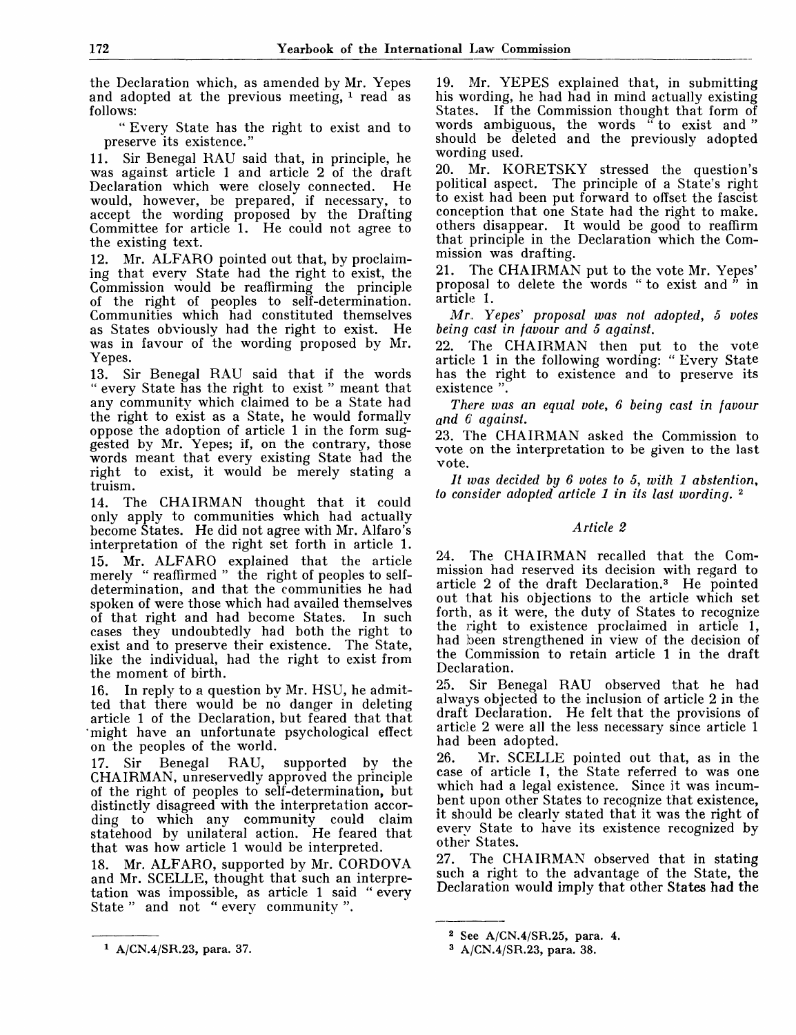the Declaration which, as amended by Mr. Yepes and adopted at the previous meeting, [1] read as follows:

" Every State has the right to exist and to preserve its existence."

11. Sir Benegal RAU said that, in principle, he was against article 1 and article 2 of the draft Declaration which were closely connected. He would, however, be prepared, if necessary, to accept the wording proposed by the Drafting Committee for article 1. He could not agree to the existing text.

12. Mr. ALFARO pointed out that, by proclaiming that every State had the right to exist, the Commission would be reaffirming the principle of the right of peoples to self-determination. Communities which had constituted themselves as States obviously had the right to exist. He was in favour of the wording proposed by Mr. Yepes.

13. Sir Benegal RAU said that if the words " every State has the right to exist " meant that any community which claimed to be a State had the right to exist as a State, he would formally oppose the adoption of article 1 in the form suggested by Mr. Yepes; if, on the contrary, those words meant that every existing State had the right to exist, it would be merely stating a truism.

14. The CHAIRMAN thought that it could only apply to communities which had actually become States. He did not agree with Mr. Alfaro's interpretation of the right set forth in article 1.

15. Mr. ALFARO explained that the article merely " reaffirmed " the right of peoples to self-determination, and that the communities he had spoken of were those which had availed themselves of that right and had become States. In such cases they undoubtedly had both the right to exist and to preserve their existence. The State, like the individual, had the right to exist from the moment of birth.

16. In reply to a question by Mr. HSU, he admitted that there would be no danger in deleting article 1 of the Declaration, but feared that that might have an unfortunate psychological effect on the peoples of the world.

17. Sir Benegal RAU, supported by the CHAIRMAN, unreservedly approved the principle of the right of peoples to self-determination, but distinctly disagreed with the interpretation according to which any community could claim statehood by unilateral action. He feared that that was how article 1 would be interpreted.

18. Mr. ALFARO, supported by Mr. CORDOVA and Mr. SCELLE, thought that such an interpretation was impossible, as article 1 said " every State " and not " every community ".

19. Mr. YEPES explained that, in submitting his wording, he had had in mind actually existing States. If the Commission thought that form of words ambiguous, the words " to exist and " should be deleted and the previously adopted wording used.

20. Mr. KORETSKY stressed the question's political aspect. The principle of a State's right to exist had been put forward to offset the fascist conception that one State had the right to make. others disappear. It would be good to reaffirm that principle in the Declaration which the Commission was drafting.

21. The CHAIRMAN put to the vote Mr. Yepes' proposal to delete the words " to exist and " in article 1.

*Mr. Yepes' proposal was not adopted, 5 votes being cast in favour and 5 against.*

22. The CHAIRMAN then put to the vote article 1 in the following wording: " Every State has the right to existence and to preserve its existence ".

*There was an equal vote, 6 being cast in favour and 6 against.*

23. The CHAIRMAN asked the Commission to vote on the interpretation to be given to the last vote.

*It was decided by 6 votes to 5, with 1 abstention, to consider adopted article 1 in its last wording.* [2]

### *Article 2*

24. The CHAIRMAN recalled that the Commission had reserved its decision with regard to article 2 of the draft Declaration.[3] He pointed out that his objections to the article which set forth, as it were, the duty of States to recognize the right to existence proclaimed in article 1, had been strengthened in view of the decision of the Commission to retain article 1 in the draft Declaration.

25. Sir Benegal RAU observed that he had always objected to the inclusion of article 2 in the draft Declaration. He felt that the provisions of article 2 were all the less necessary since article 1 had been adopted.

26. Mr. SCELLE pointed out that, as in the case of article 1, the State referred to was one which had a legal existence. Since it was incumbent upon other States to recognize that existence, it should be clearly stated that it was the right of every State to have its existence recognized by other States.

27. The CHAIRMAN observed that in stating such a right to the advantage of the State, the Declaration would imply that other States had the

---

[1] A/CN.4/SR.23, para. 37.

[2] See A/CN.4/SR.25, para. 4.

[3] A/CN.4/SR.23, para. 38.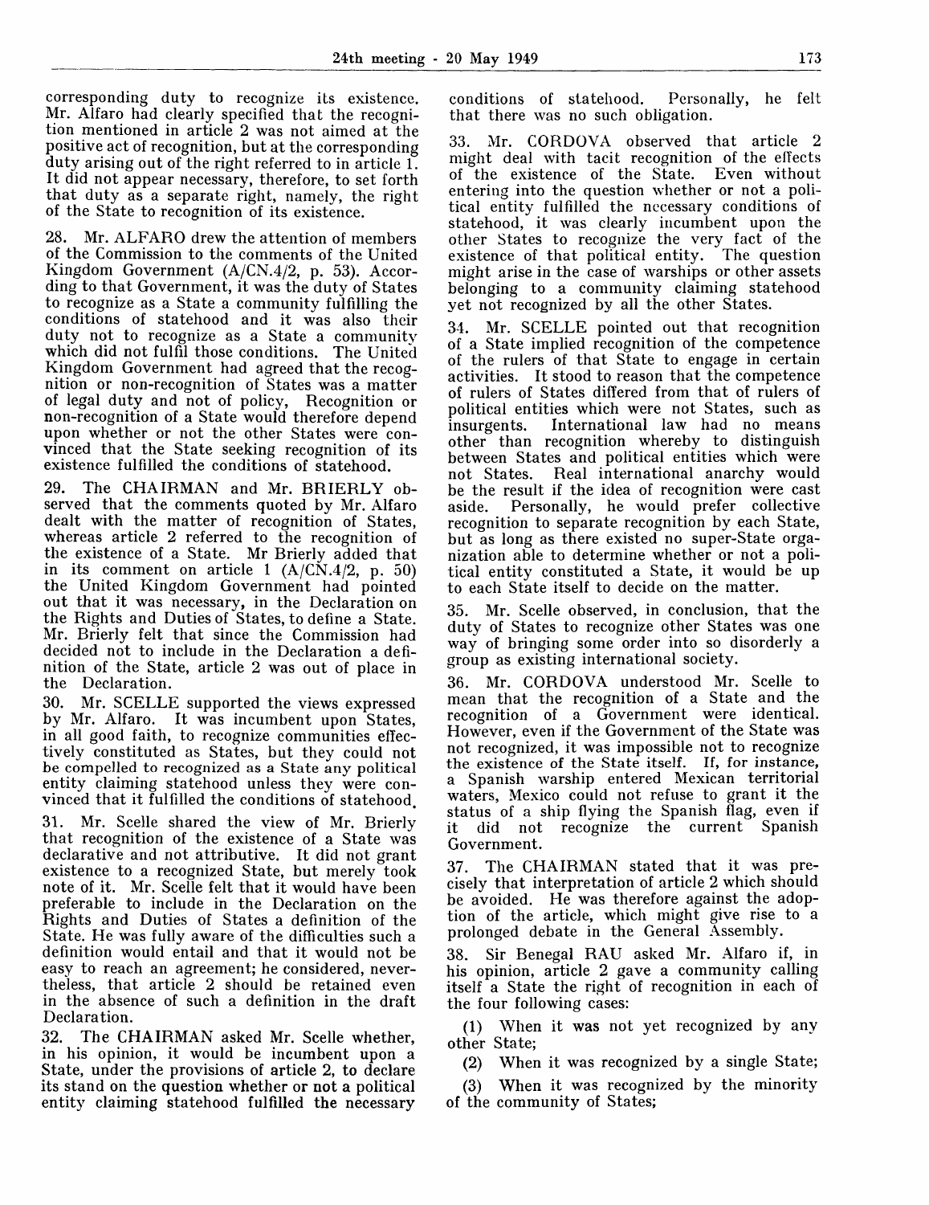corresponding duty to recognize its existence. Mr. Alfaro had clearly specified that the recognition mentioned in article 2 was not aimed at the positive act of recognition, but at the corresponding duty arising out of the right referred to in article 1. It did not appear necessary, therefore, to set forth that duty as a separate right, namely, the right of the State to recognition of its existence.

28. Mr. ALFARO drew the attention of members of the Commission to the comments of the United Kingdom Government (A/CN.4/2, p. 53). According to that Government, it was the duty of States to recognize as a State a community fulfilling the conditions of statehood and it was also their duty not to recognize as a State a community which did not fulfil those conditions. The United Kingdom Government had agreed that the recognition or non-recognition of States was a matter of legal duty and not of policy, Recognition or non-recognition of a State would therefore depend upon whether or not the other States were convinced that the State seeking recognition of its existence fulfilled the conditions of statehood.

29. The CHAIRMAN and Mr. BRIERLY observed that the comments quoted by Mr. Alfaro dealt with the matter of recognition of States, whereas article 2 referred to the recognition of the existence of a State. Mr Brierly added that in its comment on article 1 (A/CN.4/2, p. 50) the United Kingdom Government had pointed out that it was necessary, in the Declaration on the Rights and Duties of States, to define a State. Mr. Brierly felt that since the Commission had decided not to include in the Declaration a definition of the State, article 2 was out of place in the Declaration.

30. Mr. SCELLE supported the views expressed by Mr. Alfaro. It was incumbent upon States, in all good faith, to recognize communities effectively constituted as States, but they could not be compelled to recognized as a State any political entity claiming statehood unless they were convinced that it fulfilled the conditions of statehood.

31. Mr. Scelle shared the view of Mr. Brierly that recognition of the existence of a State was declarative and not attributive. It did not grant existence to a recognized State, but merely took note of it. Mr. Scelle felt that it would have been preferable to include in the Declaration on the Rights and Duties of States a definition of the State. He was fully aware of the difficulties such a definition would entail and that it would not be easy to reach an agreement; he considered, nevertheless, that article 2 should be retained even in the absence of such a definition in the draft Declaration.

32. The CHAIRMAN asked Mr. Scelle whether, in his opinion, it would be incumbent upon a State, under the provisions of article 2, to declare its stand on the question whether or not a political entity claiming statehood fulfilled the necessary conditions of statehood. Personally, he felt that there was no such obligation.

33. Mr. CORDOVA observed that article 2 might deal with tacit recognition of the effects of the existence of the State. Even without entering into the question whether or not a political entity fulfilled the necessary conditions of statehood, it was clearly incumbent upon the other States to recognize the very fact of the existence of that political entity. The question might arise in the case of warships or other assets belonging to a community claiming statehood yet not recognized by all the other States.

34. Mr. SCELLE pointed out that recognition of a State implied recognition of the competence of the rulers of that State to engage in certain activities. It stood to reason that the competence of rulers of States differed from that of rulers of political entities which were not States, such as insurgents. International law had no means other than recognition whereby to distinguish between States and political entities which were not States. Real international anarchy would be the result if the idea of recognition were cast aside. Personally, he would prefer collective recognition to separate recognition by each State, but as long as there existed no super-State organization able to determine whether or not a political entity constituted a State, it would be up to each State itself to decide on the matter.

35. Mr. Scelle observed, in conclusion, that the duty of States to recognize other States was one way of bringing some order into so disorderly a group as existing international society.

36. Mr. CORDOVA understood Mr. Scelle to mean that the recognition of a State and the recognition of a Government were identical. However, even if the Government of the State was not recognized, it was impossible not to recognize the existence of the State itself. If, for instance, a Spanish warship entered Mexican territorial waters, Mexico could not refuse to grant it the status of a ship flying the Spanish flag, even if it did not recognize the current Spanish Government.

37. The CHAIRMAN stated that it was precisely that interpretation of article 2 which should be avoided. He was therefore against the adoption of the article, which might give rise to a prolonged debate in the General Assembly.

38. Sir Benegal RAU asked Mr. Alfaro if, in his opinion, article 2 gave a community calling itself a State the right of recognition in each of the four following cases:

(1) When it was not yet recognized by any other State;

(2) When it was recognized by a single State;

(3) When it was recognized by the minority of the community of States;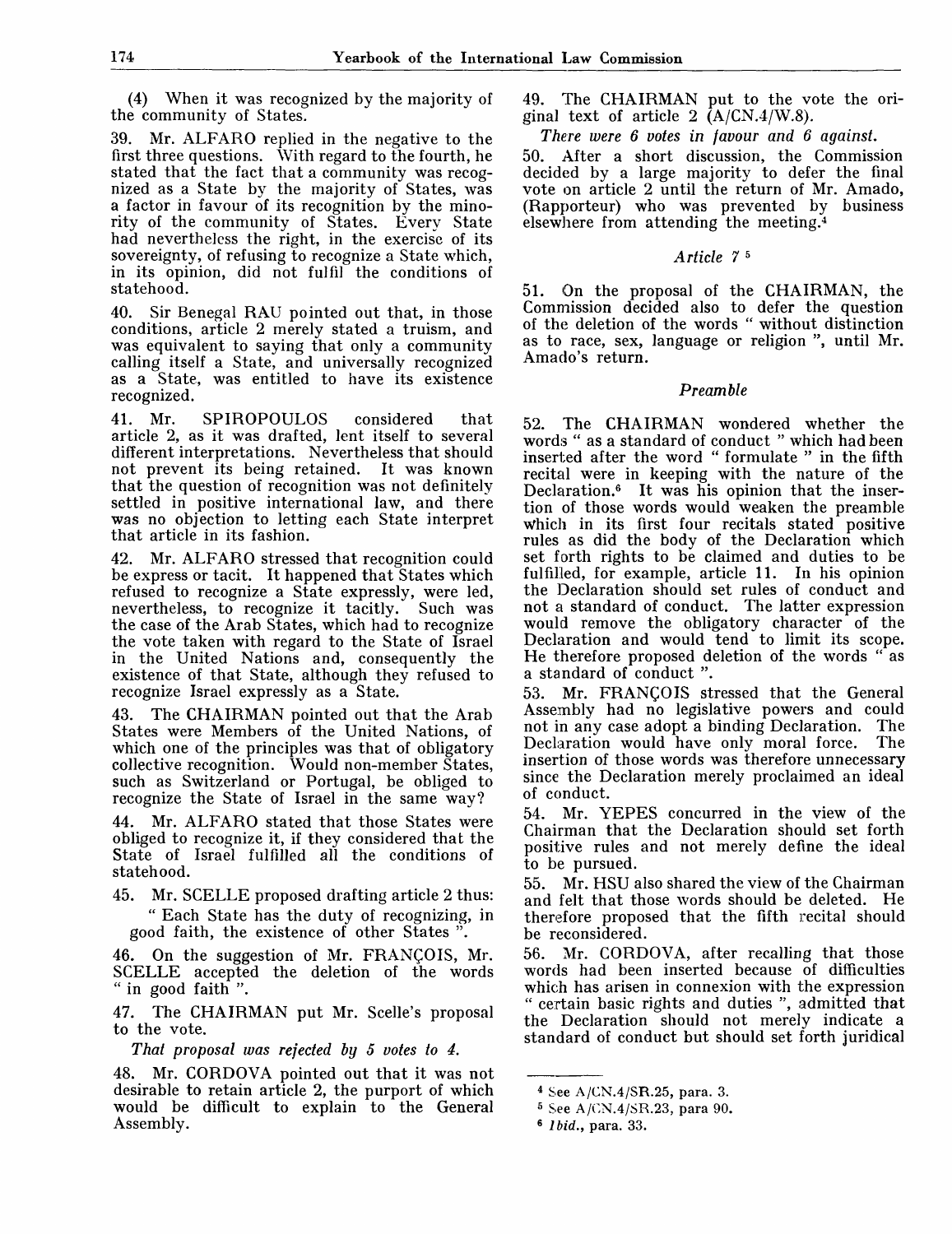(4) When it was recognized by the majority of the community of States.

39. Mr. ALFARO replied in the negative to the first three questions. With regard to the fourth, he stated that the fact that a community was recognized as a State by the majority of States, was a factor in favour of its recognition by the minority of the community of States. Every State had nevertheless the right, in the exercise of its sovereignty, of refusing to recognize a State which, in its opinion, did not fulfil the conditions of statehood.

40. Sir Benegal RAU pointed out that, in those conditions, article 2 merely stated a truism, and was equivalent to saying that only a community calling itself a State, and universally recognized as a State, was entitled to have its existence recognized.

41. Mr. SPIROPOULOS considered that article 2, as it was drafted, lent itself to several different interpretations. Nevertheless that should not prevent its being retained. It was known that the question of recognition was not definitely settled in positive international law, and there was no objection to letting each State interpret that article in its fashion.

42. Mr. ALFARO stressed that recognition could be express or tacit. It happened that States which refused to recognize a State expressly, were led, nevertheless, to recognize it tacitly. Such was the case of the Arab States, which had to recognize the vote taken with regard to the State of Israel in the United Nations and, consequently the existence of that State, although they refused to recognize Israel expressly as a State.

43. The CHAIRMAN pointed out that the Arab States were Members of the United Nations, of which one of the principles was that of obligatory collective recognition. Would non-member States, such as Switzerland or Portugal, be obliged to recognize the State of Israel in the same way?

44. Mr. ALFARO stated that those States were obliged to recognize it, if they considered that the State of Israel fulfilled all the conditions of statehood.

45. Mr. SCELLE proposed drafting article 2 thus:

" Each State has the duty of recognizing, in good faith, the existence of other States ".

46. On the suggestion of Mr. FRANÇOIS, Mr. SCELLE accepted the deletion of the words " in good faith ".

47. The CHAIRMAN put Mr. Scelle's proposal to the vote.

*That proposal was rejected by 5 votes to 4.*

48. Mr. CORDOVA pointed out that it was not desirable to retain article 2, the purport of which would be difficult to explain to the General Assembly.

49. The CHAIRMAN put to the vote the original text of article 2 (A/CN.4/W.8).

*There were 6 votes in favour and 6 against.*

50. After a short discussion, the Commission decided by a large majority to defer the final vote on article 2 until the return of Mr. Amado, (Rapporteur) who was prevented by business elsewhere from attending the meeting.[4]

### *Article 7* [5]

51. On the proposal of the CHAIRMAN, the Commission decided also to defer the question of the deletion of the words " without distinction as to race, sex, language or religion ", until Mr. Amado's return.

### *Preamble*

52. The CHAIRMAN wondered whether the words " as a standard of conduct " which had been inserted after the word " formulate " in the fifth recital were in keeping with the nature of the Declaration.[6] It was his opinion that the insertion of those words would weaken the preamble which in its first four recitals stated positive rules as did the body of the Declaration which set forth rights to be claimed and duties to be fulfilled, for example, article 11. In his opinion the Declaration should set rules of conduct and not a standard of conduct. The latter expression would remove the obligatory character of the Declaration and would tend to limit its scope. He therefore proposed deletion of the words " as a standard of conduct ".

53. Mr. FRANÇOIS stressed that the General Assembly had no legislative powers and could not in any case adopt a binding Declaration. The Declaration would have only moral force. The insertion of those words was therefore unnecessary since the Declaration merely proclaimed an ideal of conduct.

54. Mr. YEPES concurred in the view of the Chairman that the Declaration should set forth positive rules and not merely define the ideal to be pursued.

55. Mr. HSU also shared the view of the Chairman and felt that those words should be deleted. He therefore proposed that the fifth recital should be reconsidered.

56. Mr. CORDOVA, after recalling that those words had been inserted because of difficulties which has arisen in connexion with the expression " certain basic rights and duties ", admitted that the Declaration should not merely indicate a standard of conduct but should set forth juridical

---

[4] See A/CN.4/SR.25, para. 3.

[5] See A/CN.4/SR.23, para 90.

[6] *Ibid.*, para. 33.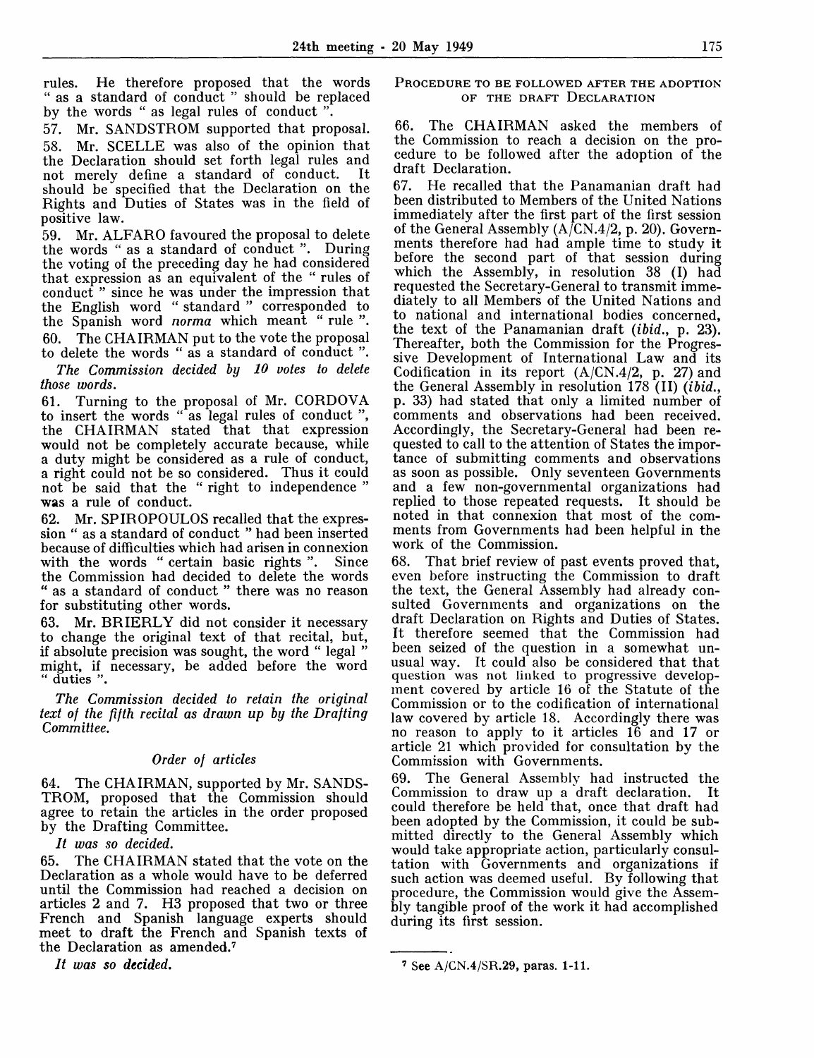rules. He therefore proposed that the words " as a standard of conduct " should be replaced by the words " as legal rules of conduct ".

57. Mr. SANDSTROM supported that proposal.

58. Mr. SCELLE was also of the opinion that the Declaration should set forth legal rules and not merely define a standard of conduct. It should be specified that the Declaration on the Rights and Duties of States was in the field of positive law.

59. Mr. ALFARO favoured the proposal to delete the words " as a standard of conduct ". During the voting of the preceding day he had considered that expression as an equivalent of the " rules of conduct " since he was under the impression that the English word " standard " corresponded to the Spanish word *norma* which meant " rule ".

60. The CHAIRMAN put to the vote the proposal to delete the words " as a standard of conduct ".

*The Commission decided by 10 votes to delete those words.*

61. Turning to the proposal of Mr. CORDOVA to insert the words " as legal rules of conduct ", the CHAIRMAN stated that that expression would not be completely accurate because, while a duty might be considered as a rule of conduct, a right could not be so considered. Thus it could not be said that the " right to independence " was a rule of conduct.

62. Mr. SPIROPOULOS recalled that the expression " as a standard of conduct " had been inserted because of difficulties which had arisen in connexion with the words " certain basic rights ". Since the Commission had decided to delete the words " as a standard of conduct " there was no reason for substituting other words.

63. Mr. BRIERLY did not consider it necessary to change the original text of that recital, but, if absolute precision was sought, the word " legal " might, if necessary, be added before the word " duties ".

*The Commission decided to retain the original text of the fifth recital as drawn up by the Drafting Committee.*

### *Order of articles*

64. The CHAIRMAN, supported by Mr. SANDSTROM, proposed that the Commission should agree to retain the articles in the order proposed by the Drafting Committee.

*It was so decided.*

65. The CHAIRMAN stated that the vote on the Declaration as a whole would have to be deferred until the Commission had reached a decision on articles 2 and 7. H3 proposed that two or three French and Spanish language experts should meet to draft the French and Spanish texts of the Declaration as amended.[7]

*It was so decided.*

## PROCEDURE TO BE FOLLOWED AFTER THE ADOPTION OF THE DRAFT DECLARATION

66. The CHAIRMAN asked the members of the Commission to reach a decision on the procedure to be followed after the adoption of the draft Declaration.

67. He recalled that the Panamanian draft had been distributed to Members of the United Nations immediately after the first part of the first session of the General Assembly (A/CN.4/2, p. 20). Governments therefore had had ample time to study it before the second part of that session during which the Assembly, in resolution 38 (I) had requested the Secretary-General to transmit immediately to all Members of the United Nations and to national and international bodies concerned, the text of the Panamanian draft (*ibid.*, p. 23). Thereafter, both the Commission for the Progressive Development of International Law and its Codification in its report (A/CN.4/2, p. 27) and the General Assembly in resolution 178 (II) (*ibid.*, p. 33) had stated that only a limited number of comments and observations had been received. Accordingly, the Secretary-General had been requested to call to the attention of States the importance of submitting comments and observations as soon as possible. Only seventeen Governments and a few non-governmental organizations had replied to those repeated requests. It should be noted in that connexion that most of the comments from Governments had been helpful in the work of the Commission.

68. That brief review of past events proved that, even before instructing the Commission to draft the text, the General Assembly had already consulted Governments and organizations on the draft Declaration on Rights and Duties of States. It therefore seemed that the Commission had been seized of the question in a somewhat unusual way. It could also be considered that that question was not linked to progressive development covered by article 16 of the Statute of the Commission or to the codification of international law covered by article 18. Accordingly there was no reason to apply to it articles 16 and 17 or article 21 which provided for consultation by the Commission with Governments.

69. The General Assembly had instructed the Commission to draw up a draft declaration. It could therefore be held that, once that draft had been adopted by the Commission, it could be submitted directly to the General Assembly which would take appropriate action, particularly consultation with Governments and organizations if such action was deemed useful. By following that procedure, the Commission would give the Assembly tangible proof of the work it had accomplished during its first session.

---

[7] See A/CN.4/SR.29, paras. 1-11.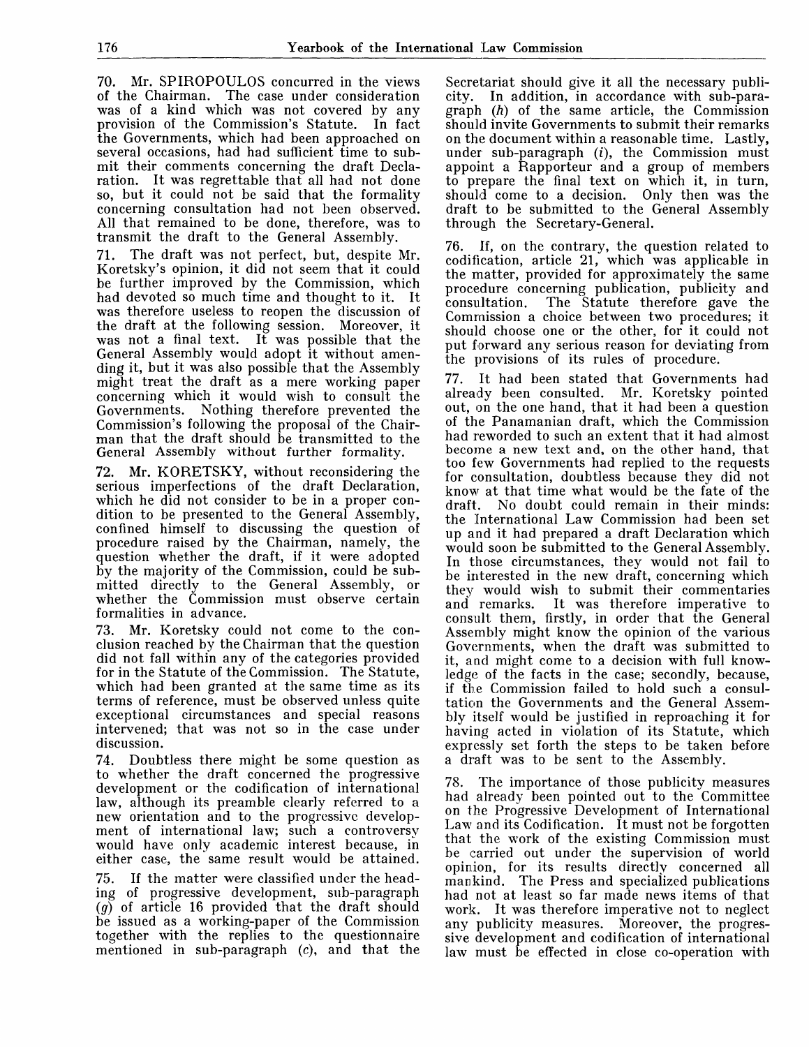70. Mr. SPIROPOULOS concurred in the views of the Chairman. The case under consideration was of a kind which was not covered by any provision of the Commission's Statute. In fact the Governments, which had been approached on several occasions, had had sufficient time to submit their comments concerning the draft Declaration. It was regrettable that all had not done so, but it could not be said that the formality concerning consultation had not been observed. All that remained to be done, therefore, was to transmit the draft to the General Assembly.

71. The draft was not perfect, but, despite Mr. Koretsky's opinion, it did not seem that it could be further improved by the Commission, which had devoted so much time and thought to it. It was therefore useless to reopen the discussion of the draft at the following session. Moreover, it was not a final text. It was possible that the General Assembly would adopt it without amending it, but it was also possible that the Assembly might treat the draft as a mere working paper concerning which it would wish to consult the Governments. Nothing therefore prevented the Commission's following the proposal of the Chairman that the draft should be transmitted to the General Assembly without further formality.

72. Mr. KORETSKY, without reconsidering the serious imperfections of the draft Declaration, which he did not consider to be in a proper condition to be presented to the General Assembly, confined himself to discussing the question of procedure raised by the Chairman, namely, the question whether the draft, if it were adopted by the majority of the Commission, could be submitted directly to the General Assembly, or whether the Commission must observe certain formalities in advance.

73. Mr. Koretsky could not come to the conclusion reached by the Chairman that the question did not fall within any of the categories provided for in the Statute of the Commission. The Statute, which had been granted at the same time as its terms of reference, must be observed unless quite exceptional circumstances and special reasons intervened; that was not so in the case under discussion.

74. Doubtless there might be some question as to whether the draft concerned the progressive development or the codification of international law, although its preamble clearly referred to a new orientation and to the progressive development of international law; such a controversy would have only academic interest because, in either case, the same result would be attained.

75. If the matter were classified under the heading of progressive development, sub-paragraph (*g*) of article 16 provided that the draft should be issued as a working-paper of the Commission together with the replies to the questionnaire mentioned in sub-paragraph (*c*), and that the Secretariat should give it all the necessary publicity. In addition, in accordance with sub-paragraph (*h*) of the same article, the Commission should invite Governments to submit their remarks on the document within a reasonable time. Lastly, under sub-paragraph (*i*), the Commission must appoint a Rapporteur and a group of members to prepare the final text on which it, in turn, should come to a decision. Only then was the draft to be submitted to the General Assembly through the Secretary-General.

76. If, on the contrary, the question related to codification, article 21, which was applicable in the matter, provided for approximately the same procedure concerning publication, publicity and consultation. The Statute therefore gave the Commission a choice between two procedures; it should choose one or the other, for it could not put forward any serious reason for deviating from the provisions of its rules of procedure.

77. It had been stated that Governments had already been consulted. Mr. Koretsky pointed out, on the one hand, that it had been a question of the Panamanian draft, which the Commission had reworded to such an extent that it had almost become a new text and, on the other hand, that too few Governments had replied to the requests for consultation, doubtless because they did not know at that time what would be the fate of the draft. No doubt could remain in their minds: the International Law Commission had been set up and it had prepared a draft Declaration which would soon be submitted to the General Assembly. In those circumstances, they would not fail to be interested in the new draft, concerning which they would wish to submit their commentaries and remarks. It was therefore imperative to consult them, firstly, in order that the General Assembly might know the opinion of the various Governments, when the draft was submitted to it, and might come to a decision with full knowledge of the facts in the case; secondly, because, if the Commission failed to hold such a consultation the Governments and the General Assembly itself would be justified in reproaching it for having acted in violation of its Statute, which expressly set forth the steps to be taken before a draft was to be sent to the Assembly.

78. The importance of those publicity measures had already been pointed out to the Committee on the Progressive Development of International Law and its Codification. It must not be forgotten that the work of the existing Commission must be carried out under the supervision of world opinion, for its results directly concerned all mankind. The Press and specialized publications had not at least so far made news items of that work. It was therefore imperative not to neglect any publicity measures. Moreover, the progressive development and codification of international law must be effected in close co-operation with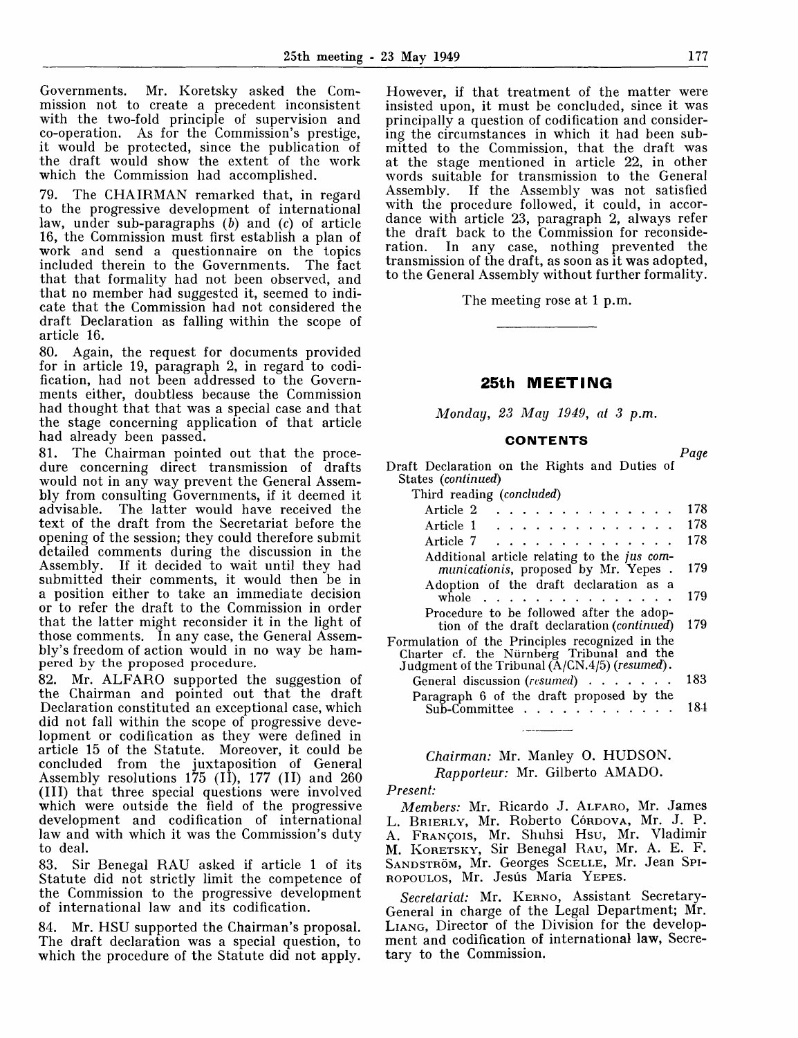Governments. Mr. Koretsky asked the Commission not to create a precedent inconsistent with the two-fold principle of supervision and co-operation. As for the Commission's prestige, it would be protected, since the publication of the draft would show the extent of the work which the Commission had accomplished.

79. The CHAIRMAN remarked that, in regard to the progressive development of international law, under sub-paragraphs (*b*) and (*c*) of article 16, the Commission must first establish a plan of work and send a questionnaire on the topics included therein to the Governments. The fact that that formality had not been observed, and that no member had suggested it, seemed to indicate that the Commission had not considered the draft Declaration as falling within the scope of article 16.

80. Again, the request for documents provided for in article 19, paragraph 2, in regard to codification, had not been addressed to the Governments either, doubtless because the Commission had thought that that was a special case and that the stage concerning application of that article had already been passed.

81. The Chairman pointed out that the procedure concerning direct transmission of drafts would not in any way prevent the General Assembly from consulting Governments, if it deemed it advisable. The latter would have received the text of the draft from the Secretariat before the opening of the session; they could therefore submit detailed comments during the discussion in the Assembly. If it decided to wait until they had submitted their comments, it would then be in a position either to take an immediate decision or to refer the draft to the Commission in order that the latter might reconsider it in the light of those comments. In any case, the General Assembly's freedom of action would in no way be hampered by the proposed procedure.

82. Mr. ALFARO supported the suggestion of the Chairman and pointed out that the draft Declaration constituted an exceptional case, which did not fall within the scope of progressive development or codification as they were defined in article 15 of the Statute. Moreover, it could be concluded from the juxtaposition of General Assembly resolutions 175 (II), 177 (II) and 260 (III) that three special questions were involved which were outside the field of the progressive development and codification of international law and with which it was the Commission's duty to deal.

83. Sir Benegal RAU asked if article 1 of its Statute did not strictly limit the competence of the Commission to the progressive development of international law and its codification.

84. Mr. HSU supported the Chairman's proposal. The draft declaration was a special question, to which the procedure of the Statute did not apply. However, if that treatment of the matter were insisted upon, it must be concluded, since it was principally a question of codification and considering the circumstances in which it had been submitted to the Commission, that the draft was at the stage mentioned in article 22, in other words suitable for transmission to the General Assembly. If the Assembly was not satisfied with the procedure followed, it could, in accordance with article 23, paragraph 2, always refer the draft back to the Commission for reconsideration. In any case, nothing prevented the transmission of the draft, as soon as it was adopted, to the General Assembly without further formality.

The meeting rose at 1 p.m.

---

## 25th MEETING

*Monday, 23 May 1949, at 3 p.m.*

### CONTENTS

| | *Page* |
|---|---|
| Draft Declaration on the Rights and Duties of States (*continued*) | |
| Third reading (*concluded*) | |
| Article 2 | 178 |
| Article 1 | 178 |
| Article 7 | 178 |
| Additional article relating to the *jus communicationis*, proposed by Mr. Yepes | 179 |
| Adoption of the draft declaration as a whole | 179 |
| Procedure to be followed after the adoption of the draft declaration (*continued*) | 179 |
| Formulation of the Principles recognized in the Charter cf. the Nürnberg Tribunal and the Judgment of the Tribunal (A/CN.4/5) (*resumed*). | |
| General discussion (*resumed*) | 183 |
| Paragraph 6 of the draft proposed by the Sub-Committee | 184 |

*Chairman:* Mr. Manley O. HUDSON.
*Rapporteur:* Mr. Gilberto AMADO.

*Present:*

*Members:* Mr. Ricardo J. ALFARO, Mr. James L. BRIERLY, Mr. Roberto CÓRDOVA, Mr. J. P. A. FRANÇOIS, Mr. Shuhsi HSU, Mr. Vladimir M. KORETSKY, Sir Benegal RAU, Mr. A. E. F. SANDSTRÖM, Mr. Georges SCELLE, Mr. Jean SPIROPOULOS, Mr. Jesús María YEPES.

*Secretariat:* Mr. KERNO, Assistant Secretary-General in charge of the Legal Department; Mr. LIANG, Director of the Division for the development and codification of international law, Secretary to the Commission.